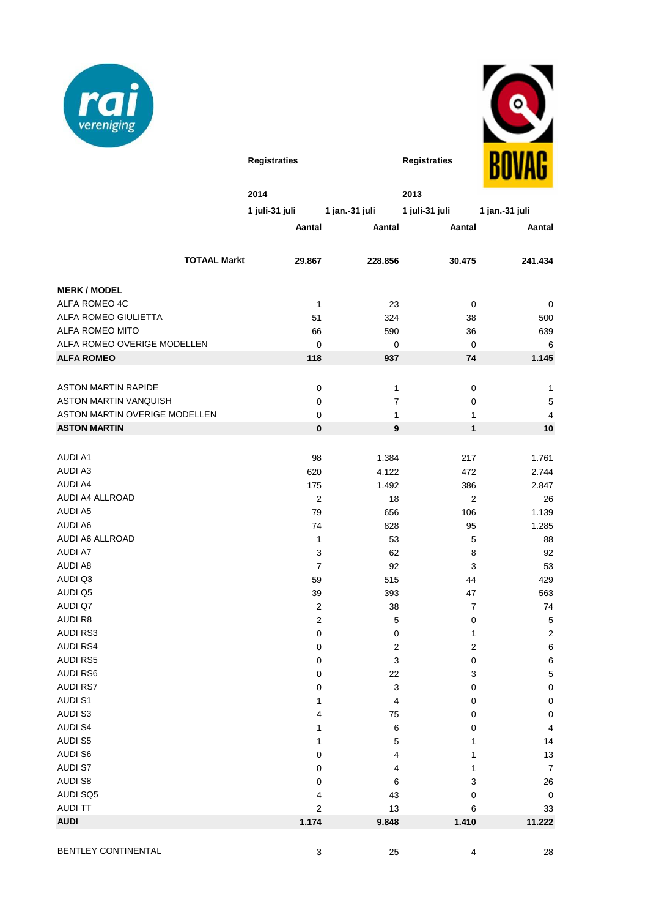rai vereniging

BOVAG

| | Registraties | | Registraties | |
|---|---|---|---|---|
| | 2014 | | 2013 | |
| | 1 juli-31 juli | 1 jan.-31 juli | 1 juli-31 juli | 1 jan.-31 juli |
| | Aantal | Aantal | Aantal | Aantal |
| **TOTAAL Markt** | **29.867** | **228.856** | **30.475** | **241.434** |
| **MERK / MODEL** | | | | |
| ALFA ROMEO 4C | 1 | 23 | 0 | 0 |
| ALFA ROMEO GIULIETTA | 51 | 324 | 38 | 500 |
| ALFA ROMEO MITO | 66 | 590 | 36 | 639 |
| ALFA ROMEO OVERIGE MODELLEN | 0 | 0 | 0 | 6 |
| **ALFA ROMEO** | **118** | **937** | **74** | **1.145** |
| ASTON MARTIN RAPIDE | 0 | 1 | 0 | 1 |
| ASTON MARTIN VANQUISH | 0 | 7 | 0 | 5 |
| ASTON MARTIN OVERIGE MODELLEN | 0 | 1 | 1 | 4 |
| **ASTON MARTIN** | **0** | **9** | **1** | **10** |
| AUDI A1 | 98 | 1.384 | 217 | 1.761 |
| AUDI A3 | 620 | 4.122 | 472 | 2.744 |
| AUDI A4 | 175 | 1.492 | 386 | 2.847 |
| AUDI A4 ALLROAD | 2 | 18 | 2 | 26 |
| AUDI A5 | 79 | 656 | 106 | 1.139 |
| AUDI A6 | 74 | 828 | 95 | 1.285 |
| AUDI A6 ALLROAD | 1 | 53 | 5 | 88 |
| AUDI A7 | 3 | 62 | 8 | 92 |
| AUDI A8 | 7 | 92 | 3 | 53 |
| AUDI Q3 | 59 | 515 | 44 | 429 |
| AUDI Q5 | 39 | 393 | 47 | 563 |
| AUDI Q7 | 2 | 38 | 7 | 74 |
| AUDI R8 | 2 | 5 | 0 | 5 |
| AUDI RS3 | 0 | 0 | 1 | 2 |
| AUDI RS4 | 0 | 2 | 2 | 6 |
| AUDI RS5 | 0 | 3 | 0 | 6 |
| AUDI RS6 | 0 | 22 | 3 | 5 |
| AUDI RS7 | 0 | 3 | 0 | 0 |
| AUDI S1 | 1 | 4 | 0 | 0 |
| AUDI S3 | 4 | 75 | 0 | 0 |
| AUDI S4 | 1 | 6 | 0 | 4 |
| AUDI S5 | 1 | 5 | 1 | 14 |
| AUDI S6 | 0 | 4 | 1 | 13 |
| AUDI S7 | 0 | 4 | 1 | 7 |
| AUDI S8 | 0 | 6 | 3 | 26 |
| AUDI SQ5 | 4 | 43 | 0 | 0 |
| AUDI TT | 2 | 13 | 6 | 33 |
| **AUDI** | **1.174** | **9.848** | **1.410** | **11.222** |
| BENTLEY CONTINENTAL | 3 | 25 | 4 | 28 |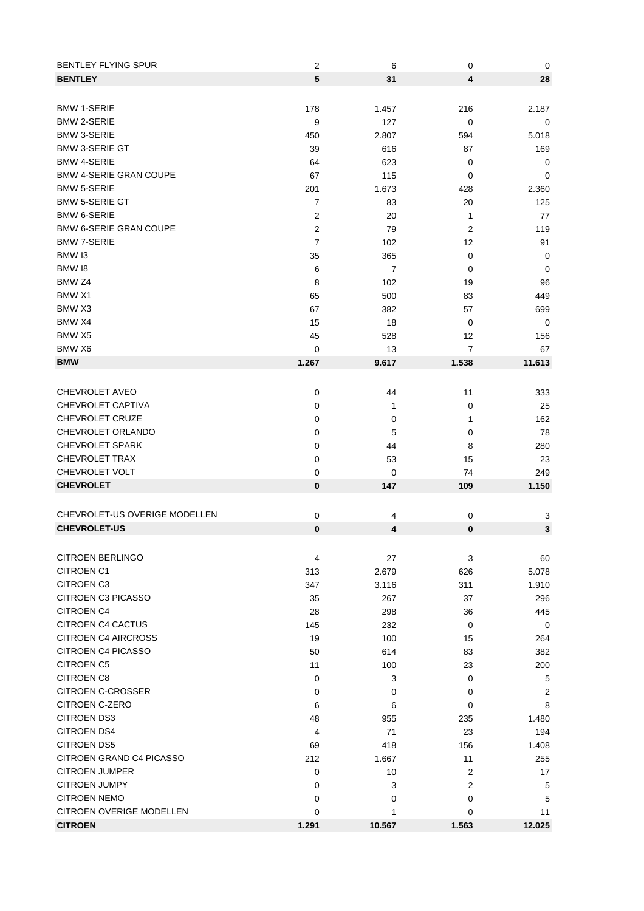| | | | | |
|---|---|---|---|---|
| BENTLEY FLYING SPUR | 2 | 6 | 0 | 0 |
| **BENTLEY** | **5** | **31** | **4** | **28** |
| | | | | |
| BMW 1-SERIE | 178 | 1.457 | 216 | 2.187 |
| BMW 2-SERIE | 9 | 127 | 0 | 0 |
| BMW 3-SERIE | 450 | 2.807 | 594 | 5.018 |
| BMW 3-SERIE GT | 39 | 616 | 87 | 169 |
| BMW 4-SERIE | 64 | 623 | 0 | 0 |
| BMW 4-SERIE GRAN COUPE | 67 | 115 | 0 | 0 |
| BMW 5-SERIE | 201 | 1.673 | 428 | 2.360 |
| BMW 5-SERIE GT | 7 | 83 | 20 | 125 |
| BMW 6-SERIE | 2 | 20 | 1 | 77 |
| BMW 6-SERIE GRAN COUPE | 2 | 79 | 2 | 119 |
| BMW 7-SERIE | 7 | 102 | 12 | 91 |
| BMW I3 | 35 | 365 | 0 | 0 |
| BMW I8 | 6 | 7 | 0 | 0 |
| BMW Z4 | 8 | 102 | 19 | 96 |
| BMW X1 | 65 | 500 | 83 | 449 |
| BMW X3 | 67 | 382 | 57 | 699 |
| BMW X4 | 15 | 18 | 0 | 0 |
| BMW X5 | 45 | 528 | 12 | 156 |
| BMW X6 | 0 | 13 | 7 | 67 |
| **BMW** | **1.267** | **9.617** | **1.538** | **11.613** |
| | | | | |
| CHEVROLET AVEO | 0 | 44 | 11 | 333 |
| CHEVROLET CAPTIVA | 0 | 1 | 0 | 25 |
| CHEVROLET CRUZE | 0 | 0 | 1 | 162 |
| CHEVROLET ORLANDO | 0 | 5 | 0 | 78 |
| CHEVROLET SPARK | 0 | 44 | 8 | 280 |
| CHEVROLET TRAX | 0 | 53 | 15 | 23 |
| CHEVROLET VOLT | 0 | 0 | 74 | 249 |
| **CHEVROLET** | **0** | **147** | **109** | **1.150** |
| | | | | |
| CHEVROLET-US OVERIGE MODELLEN | 0 | 4 | 0 | 3 |
| **CHEVROLET-US** | **0** | **4** | **0** | **3** |
| | | | | |
| CITROEN BERLINGO | 4 | 27 | 3 | 60 |
| CITROEN C1 | 313 | 2.679 | 626 | 5.078 |
| CITROEN C3 | 347 | 3.116 | 311 | 1.910 |
| CITROEN C3 PICASSO | 35 | 267 | 37 | 296 |
| CITROEN C4 | 28 | 298 | 36 | 445 |
| CITROEN C4 CACTUS | 145 | 232 | 0 | 0 |
| CITROEN C4 AIRCROSS | 19 | 100 | 15 | 264 |
| CITROEN C4 PICASSO | 50 | 614 | 83 | 382 |
| CITROEN C5 | 11 | 100 | 23 | 200 |
| CITROEN C8 | 0 | 3 | 0 | 5 |
| CITROEN C-CROSSER | 0 | 0 | 0 | 2 |
| CITROEN C-ZERO | 6 | 6 | 0 | 8 |
| CITROEN DS3 | 48 | 955 | 235 | 1.480 |
| CITROEN DS4 | 4 | 71 | 23 | 194 |
| CITROEN DS5 | 69 | 418 | 156 | 1.408 |
| CITROEN GRAND C4 PICASSO | 212 | 1.667 | 11 | 255 |
| CITROEN JUMPER | 0 | 10 | 2 | 17 |
| CITROEN JUMPY | 0 | 3 | 2 | 5 |
| CITROEN NEMO | 0 | 0 | 0 | 5 |
| CITROEN OVERIGE MODELLEN | 0 | 1 | 0 | 11 |
| **CITROEN** | **1.291** | **10.567** | **1.563** | **12.025** |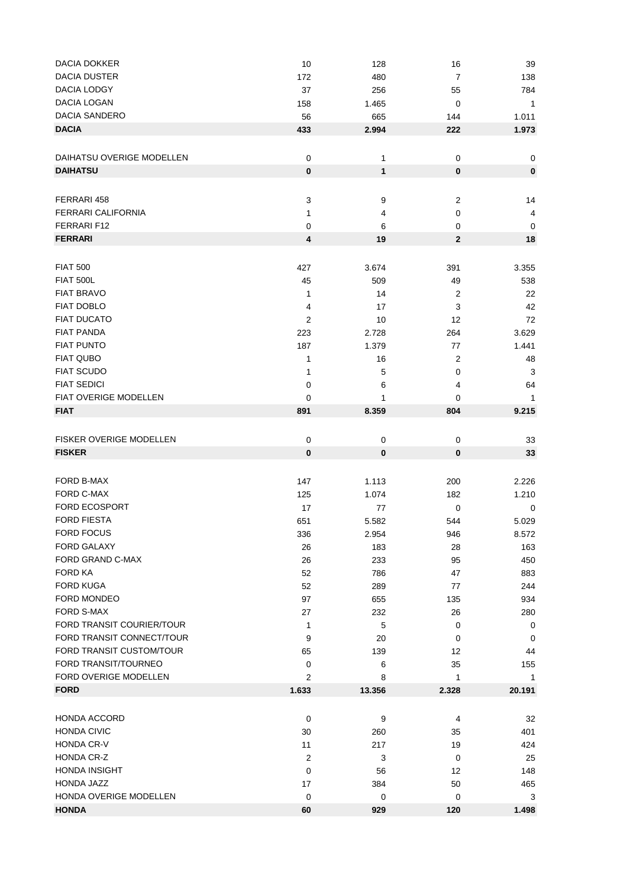| | | | | |
|---|---|---|---|---|
| DACIA DOKKER | 10 | 128 | 16 | 39 |
| DACIA DUSTER | 172 | 480 | 7 | 138 |
| DACIA LODGY | 37 | 256 | 55 | 784 |
| DACIA LOGAN | 158 | 1.465 | 0 | 1 |
| DACIA SANDERO | 56 | 665 | 144 | 1.011 |
| **DACIA** | **433** | **2.994** | **222** | **1.973** |
| | | | | |
| DAIHATSU OVERIGE MODELLEN | 0 | 1 | 0 | 0 |
| **DAIHATSU** | **0** | **1** | **0** | **0** |
| | | | | |
| FERRARI 458 | 3 | 9 | 2 | 14 |
| FERRARI CALIFORNIA | 1 | 4 | 0 | 4 |
| FERRARI F12 | 0 | 6 | 0 | 0 |
| **FERRARI** | **4** | **19** | **2** | **18** |
| | | | | |
| FIAT 500 | 427 | 3.674 | 391 | 3.355 |
| FIAT 500L | 45 | 509 | 49 | 538 |
| FIAT BRAVO | 1 | 14 | 2 | 22 |
| FIAT DOBLO | 4 | 17 | 3 | 42 |
| FIAT DUCATO | 2 | 10 | 12 | 72 |
| FIAT PANDA | 223 | 2.728 | 264 | 3.629 |
| FIAT PUNTO | 187 | 1.379 | 77 | 1.441 |
| FIAT QUBO | 1 | 16 | 2 | 48 |
| FIAT SCUDO | 1 | 5 | 0 | 3 |
| FIAT SEDICI | 0 | 6 | 4 | 64 |
| FIAT OVERIGE MODELLEN | 0 | 1 | 0 | 1 |
| **FIAT** | **891** | **8.359** | **804** | **9.215** |
| | | | | |
| FISKER OVERIGE MODELLEN | 0 | 0 | 0 | 33 |
| **FISKER** | **0** | **0** | **0** | **33** |
| | | | | |
| FORD B-MAX | 147 | 1.113 | 200 | 2.226 |
| FORD C-MAX | 125 | 1.074 | 182 | 1.210 |
| FORD ECOSPORT | 17 | 77 | 0 | 0 |
| FORD FIESTA | 651 | 5.582 | 544 | 5.029 |
| FORD FOCUS | 336 | 2.954 | 946 | 8.572 |
| FORD GALAXY | 26 | 183 | 28 | 163 |
| FORD GRAND C-MAX | 26 | 233 | 95 | 450 |
| FORD KA | 52 | 786 | 47 | 883 |
| FORD KUGA | 52 | 289 | 77 | 244 |
| FORD MONDEO | 97 | 655 | 135 | 934 |
| FORD S-MAX | 27 | 232 | 26 | 280 |
| FORD TRANSIT COURIER/TOUR | 1 | 5 | 0 | 0 |
| FORD TRANSIT CONNECT/TOUR | 9 | 20 | 0 | 0 |
| FORD TRANSIT CUSTOM/TOUR | 65 | 139 | 12 | 44 |
| FORD TRANSIT/TOURNEO | 0 | 6 | 35 | 155 |
| FORD OVERIGE MODELLEN | 2 | 8 | 1 | 1 |
| **FORD** | **1.633** | **13.356** | **2.328** | **20.191** |
| | | | | |
| HONDA ACCORD | 0 | 9 | 4 | 32 |
| HONDA CIVIC | 30 | 260 | 35 | 401 |
| HONDA CR-V | 11 | 217 | 19 | 424 |
| HONDA CR-Z | 2 | 3 | 0 | 25 |
| HONDA INSIGHT | 0 | 56 | 12 | 148 |
| HONDA JAZZ | 17 | 384 | 50 | 465 |
| HONDA OVERIGE MODELLEN | 0 | 0 | 0 | 3 |
| **HONDA** | **60** | **929** | **120** | **1.498** |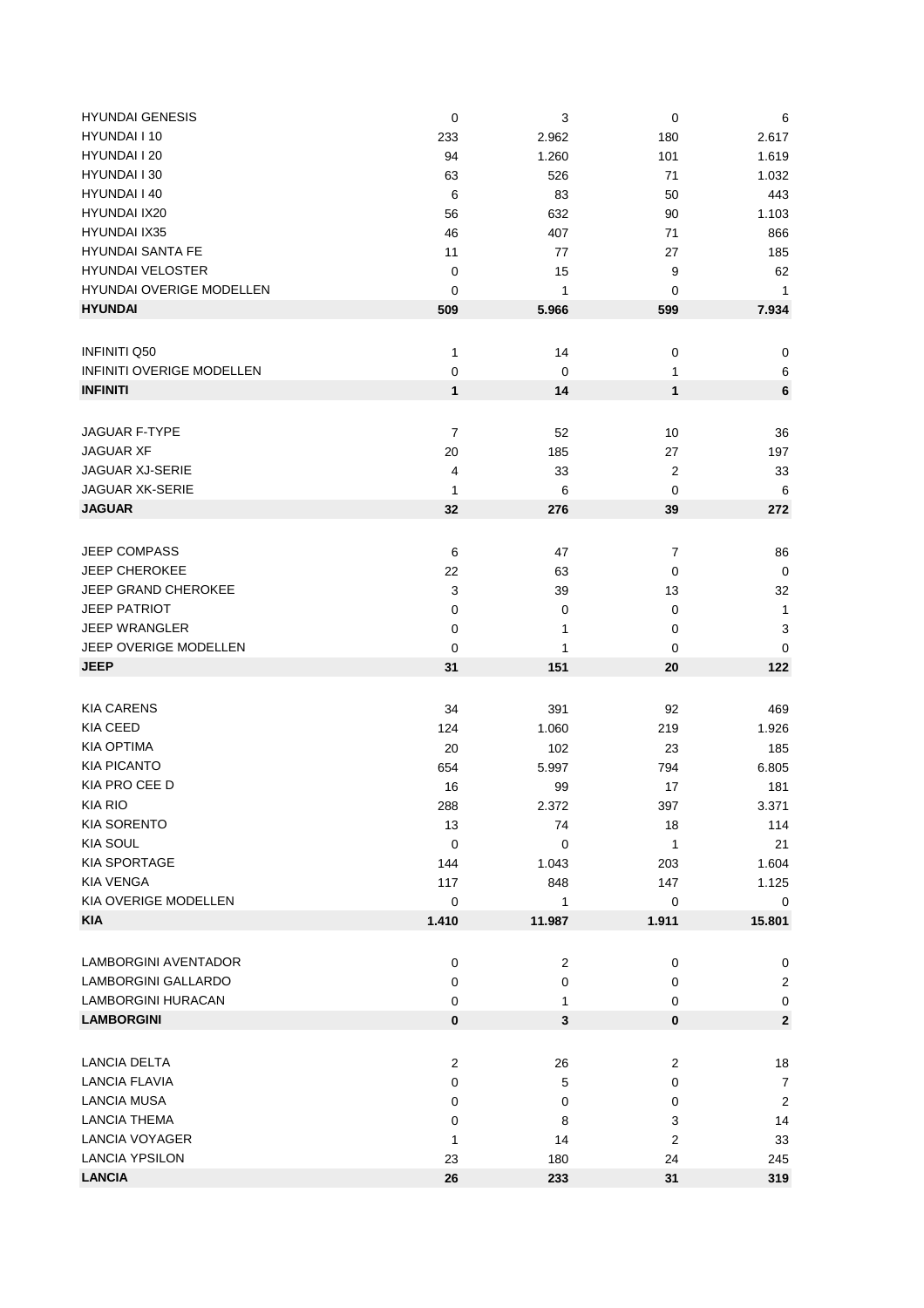| | | | | |
|---|---|---|---|---|
| HYUNDAI GENESIS | 0 | 3 | 0 | 6 |
| HYUNDAI I 10 | 233 | 2.962 | 180 | 2.617 |
| HYUNDAI I 20 | 94 | 1.260 | 101 | 1.619 |
| HYUNDAI I 30 | 63 | 526 | 71 | 1.032 |
| HYUNDAI I 40 | 6 | 83 | 50 | 443 |
| HYUNDAI IX20 | 56 | 632 | 90 | 1.103 |
| HYUNDAI IX35 | 46 | 407 | 71 | 866 |
| HYUNDAI SANTA FE | 11 | 77 | 27 | 185 |
| HYUNDAI VELOSTER | 0 | 15 | 9 | 62 |
| HYUNDAI OVERIGE MODELLEN | 0 | 1 | 0 | 1 |
| **HYUNDAI** | **509** | **5.966** | **599** | **7.934** |
| | | | | |
| INFINITI Q50 | 1 | 14 | 0 | 0 |
| INFINITI OVERIGE MODELLEN | 0 | 0 | 1 | 6 |
| **INFINITI** | **1** | **14** | **1** | **6** |
| | | | | |
| JAGUAR F-TYPE | 7 | 52 | 10 | 36 |
| JAGUAR XF | 20 | 185 | 27 | 197 |
| JAGUAR XJ-SERIE | 4 | 33 | 2 | 33 |
| JAGUAR XK-SERIE | 1 | 6 | 0 | 6 |
| **JAGUAR** | **32** | **276** | **39** | **272** |
| | | | | |
| JEEP COMPASS | 6 | 47 | 7 | 86 |
| JEEP CHEROKEE | 22 | 63 | 0 | 0 |
| JEEP GRAND CHEROKEE | 3 | 39 | 13 | 32 |
| JEEP PATRIOT | 0 | 0 | 0 | 1 |
| JEEP WRANGLER | 0 | 1 | 0 | 3 |
| JEEP OVERIGE MODELLEN | 0 | 1 | 0 | 0 |
| **JEEP** | **31** | **151** | **20** | **122** |
| | | | | |
| KIA CARENS | 34 | 391 | 92 | 469 |
| KIA CEED | 124 | 1.060 | 219 | 1.926 |
| KIA OPTIMA | 20 | 102 | 23 | 185 |
| KIA PICANTO | 654 | 5.997 | 794 | 6.805 |
| KIA PRO CEE D | 16 | 99 | 17 | 181 |
| KIA RIO | 288 | 2.372 | 397 | 3.371 |
| KIA SORENTO | 13 | 74 | 18 | 114 |
| KIA SOUL | 0 | 0 | 1 | 21 |
| KIA SPORTAGE | 144 | 1.043 | 203 | 1.604 |
| KIA VENGA | 117 | 848 | 147 | 1.125 |
| KIA OVERIGE MODELLEN | 0 | 1 | 0 | 0 |
| **KIA** | **1.410** | **11.987** | **1.911** | **15.801** |
| | | | | |
| LAMBORGINI AVENTADOR | 0 | 2 | 0 | 0 |
| LAMBORGINI GALLARDO | 0 | 0 | 0 | 2 |
| LAMBORGINI HURACAN | 0 | 1 | 0 | 0 |
| **LAMBORGINI** | **0** | **3** | **0** | **2** |
| | | | | |
| LANCIA DELTA | 2 | 26 | 2 | 18 |
| LANCIA FLAVIA | 0 | 5 | 0 | 7 |
| LANCIA MUSA | 0 | 0 | 0 | 2 |
| LANCIA THEMA | 0 | 8 | 3 | 14 |
| LANCIA VOYAGER | 1 | 14 | 2 | 33 |
| LANCIA YPSILON | 23 | 180 | 24 | 245 |
| **LANCIA** | **26** | **233** | **31** | **319** |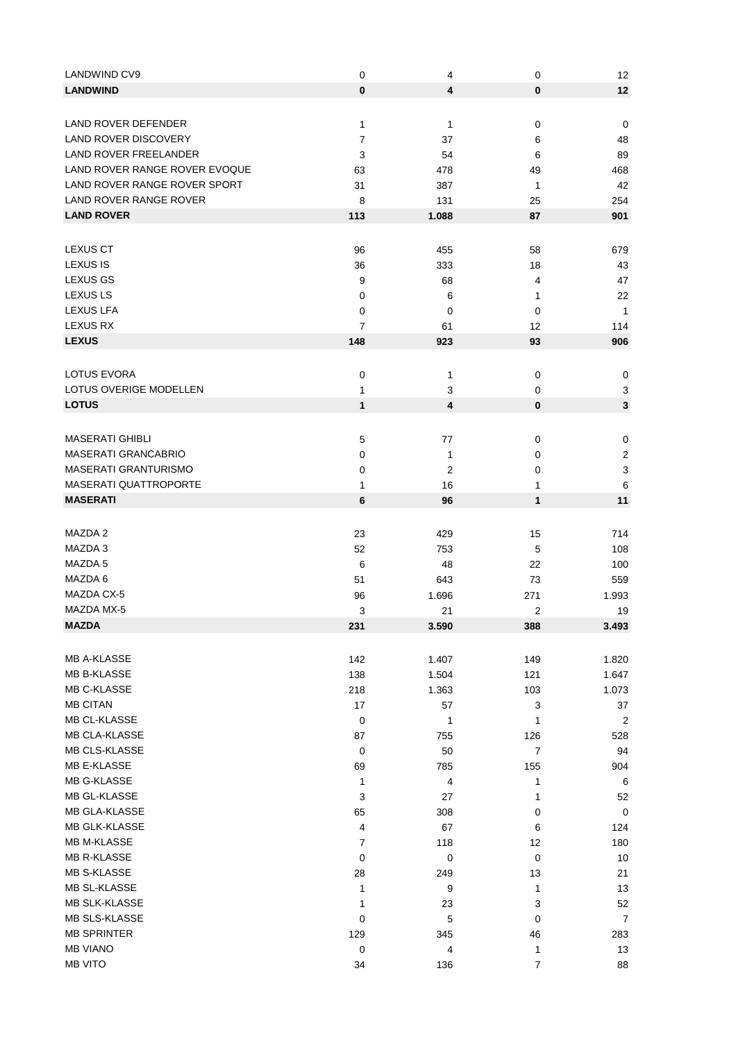| | | | | |
|---|---|---|---|---|
| LANDWIND CV9 | 0 | 4 | 0 | 12 |
| **LANDWIND** | **0** | **4** | **0** | **12** |
| | | | | |
| LAND ROVER DEFENDER | 1 | 1 | 0 | 0 |
| LAND ROVER DISCOVERY | 7 | 37 | 6 | 48 |
| LAND ROVER FREELANDER | 3 | 54 | 6 | 89 |
| LAND ROVER RANGE ROVER EVOQUE | 63 | 478 | 49 | 468 |
| LAND ROVER RANGE ROVER SPORT | 31 | 387 | 1 | 42 |
| LAND ROVER RANGE ROVER | 8 | 131 | 25 | 254 |
| **LAND ROVER** | **113** | **1.088** | **87** | **901** |
| | | | | |
| LEXUS CT | 96 | 455 | 58 | 679 |
| LEXUS IS | 36 | 333 | 18 | 43 |
| LEXUS GS | 9 | 68 | 4 | 47 |
| LEXUS LS | 0 | 6 | 1 | 22 |
| LEXUS LFA | 0 | 0 | 0 | 1 |
| LEXUS RX | 7 | 61 | 12 | 114 |
| **LEXUS** | **148** | **923** | **93** | **906** |
| | | | | |
| LOTUS EVORA | 0 | 1 | 0 | 0 |
| LOTUS OVERIGE MODELLEN | 1 | 3 | 0 | 3 |
| **LOTUS** | **1** | **4** | **0** | **3** |
| | | | | |
| MASERATI GHIBLI | 5 | 77 | 0 | 0 |
| MASERATI GRANCABRIO | 0 | 1 | 0 | 2 |
| MASERATI GRANTURISMO | 0 | 2 | 0 | 3 |
| MASERATI QUATTROPORTE | 1 | 16 | 1 | 6 |
| **MASERATI** | **6** | **96** | **1** | **11** |
| | | | | |
| MAZDA 2 | 23 | 429 | 15 | 714 |
| MAZDA 3 | 52 | 753 | 5 | 108 |
| MAZDA 5 | 6 | 48 | 22 | 100 |
| MAZDA 6 | 51 | 643 | 73 | 559 |
| MAZDA CX-5 | 96 | 1.696 | 271 | 1.993 |
| MAZDA MX-5 | 3 | 21 | 2 | 19 |
| **MAZDA** | **231** | **3.590** | **388** | **3.493** |
| | | | | |
| MB A-KLASSE | 142 | 1.407 | 149 | 1.820 |
| MB B-KLASSE | 138 | 1.504 | 121 | 1.647 |
| MB C-KLASSE | 218 | 1.363 | 103 | 1.073 |
| MB CITAN | 17 | 57 | 3 | 37 |
| MB CL-KLASSE | 0 | 1 | 1 | 2 |
| MB CLA-KLASSE | 87 | 755 | 126 | 528 |
| MB CLS-KLASSE | 0 | 50 | 7 | 94 |
| MB E-KLASSE | 69 | 785 | 155 | 904 |
| MB G-KLASSE | 1 | 4 | 1 | 6 |
| MB GL-KLASSE | 3 | 27 | 1 | 52 |
| MB GLA-KLASSE | 65 | 308 | 0 | 0 |
| MB GLK-KLASSE | 4 | 67 | 6 | 124 |
| MB M-KLASSE | 7 | 118 | 12 | 180 |
| MB R-KLASSE | 0 | 0 | 0 | 10 |
| MB S-KLASSE | 28 | 249 | 13 | 21 |
| MB SL-KLASSE | 1 | 9 | 1 | 13 |
| MB SLK-KLASSE | 1 | 23 | 3 | 52 |
| MB SLS-KLASSE | 0 | 5 | 0 | 7 |
| MB SPRINTER | 129 | 345 | 46 | 283 |
| MB VIANO | 0 | 4 | 1 | 13 |
| MB VITO | 34 | 136 | 7 | 88 |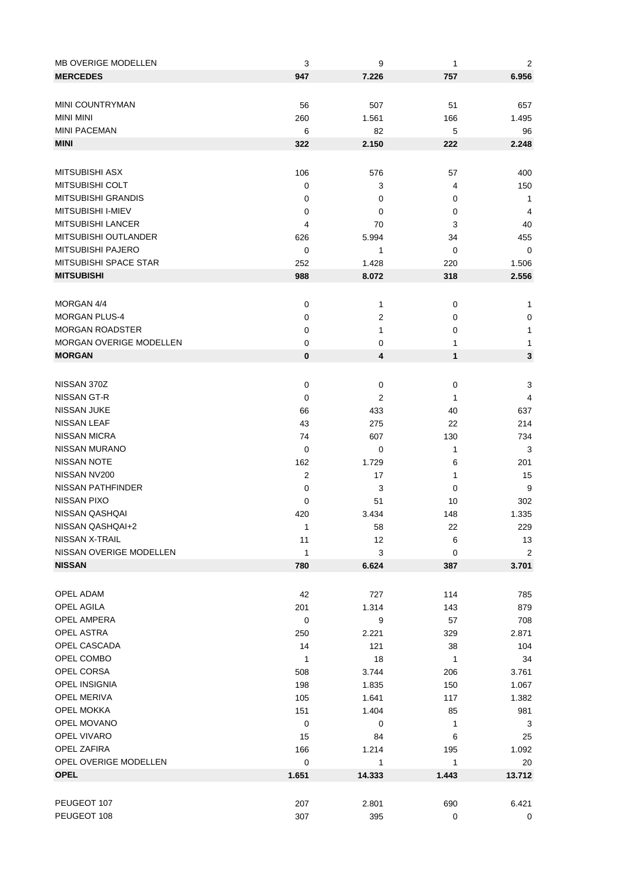| | | | | |
|---|---|---|---|---|
| MB OVERIGE MODELLEN | 3 | 9 | 1 | 2 |
| **MERCEDES** | **947** | **7.226** | **757** | **6.956** |
| | | | | |
| MINI COUNTRYMAN | 56 | 507 | 51 | 657 |
| MINI MINI | 260 | 1.561 | 166 | 1.495 |
| MINI PACEMAN | 6 | 82 | 5 | 96 |
| **MINI** | **322** | **2.150** | **222** | **2.248** |
| | | | | |
| MITSUBISHI ASX | 106 | 576 | 57 | 400 |
| MITSUBISHI COLT | 0 | 3 | 4 | 150 |
| MITSUBISHI GRANDIS | 0 | 0 | 0 | 1 |
| MITSUBISHI I-MIEV | 0 | 0 | 0 | 4 |
| MITSUBISHI LANCER | 4 | 70 | 3 | 40 |
| MITSUBISHI OUTLANDER | 626 | 5.994 | 34 | 455 |
| MITSUBISHI PAJERO | 0 | 1 | 0 | 0 |
| MITSUBISHI SPACE STAR | 252 | 1.428 | 220 | 1.506 |
| **MITSUBISHI** | **988** | **8.072** | **318** | **2.556** |
| | | | | |
| MORGAN 4/4 | 0 | 1 | 0 | 1 |
| MORGAN PLUS-4 | 0 | 2 | 0 | 0 |
| MORGAN ROADSTER | 0 | 1 | 0 | 1 |
| MORGAN OVERIGE MODELLEN | 0 | 0 | 1 | 1 |
| **MORGAN** | **0** | **4** | **1** | **3** |
| | | | | |
| NISSAN 370Z | 0 | 0 | 0 | 3 |
| NISSAN GT-R | 0 | 2 | 1 | 4 |
| NISSAN JUKE | 66 | 433 | 40 | 637 |
| NISSAN LEAF | 43 | 275 | 22 | 214 |
| NISSAN MICRA | 74 | 607 | 130 | 734 |
| NISSAN MURANO | 0 | 0 | 1 | 3 |
| NISSAN NOTE | 162 | 1.729 | 6 | 201 |
| NISSAN NV200 | 2 | 17 | 1 | 15 |
| NISSAN PATHFINDER | 0 | 3 | 0 | 9 |
| NISSAN PIXO | 0 | 51 | 10 | 302 |
| NISSAN QASHQAI | 420 | 3.434 | 148 | 1.335 |
| NISSAN QASHQAI+2 | 1 | 58 | 22 | 229 |
| NISSAN X-TRAIL | 11 | 12 | 6 | 13 |
| NISSAN OVERIGE MODELLEN | 1 | 3 | 0 | 2 |
| **NISSAN** | **780** | **6.624** | **387** | **3.701** |
| | | | | |
| OPEL ADAM | 42 | 727 | 114 | 785 |
| OPEL AGILA | 201 | 1.314 | 143 | 879 |
| OPEL AMPERA | 0 | 9 | 57 | 708 |
| OPEL ASTRA | 250 | 2.221 | 329 | 2.871 |
| OPEL CASCADA | 14 | 121 | 38 | 104 |
| OPEL COMBO | 1 | 18 | 1 | 34 |
| OPEL CORSA | 508 | 3.744 | 206 | 3.761 |
| OPEL INSIGNIA | 198 | 1.835 | 150 | 1.067 |
| OPEL MERIVA | 105 | 1.641 | 117 | 1.382 |
| OPEL MOKKA | 151 | 1.404 | 85 | 981 |
| OPEL MOVANO | 0 | 0 | 1 | 3 |
| OPEL VIVARO | 15 | 84 | 6 | 25 |
| OPEL ZAFIRA | 166 | 1.214 | 195 | 1.092 |
| OPEL OVERIGE MODELLEN | 0 | 1 | 1 | 20 |
| **OPEL** | **1.651** | **14.333** | **1.443** | **13.712** |
| | | | | |
| PEUGEOT 107 | 207 | 2.801 | 690 | 6.421 |
| PEUGEOT 108 | 307 | 395 | 0 | 0 |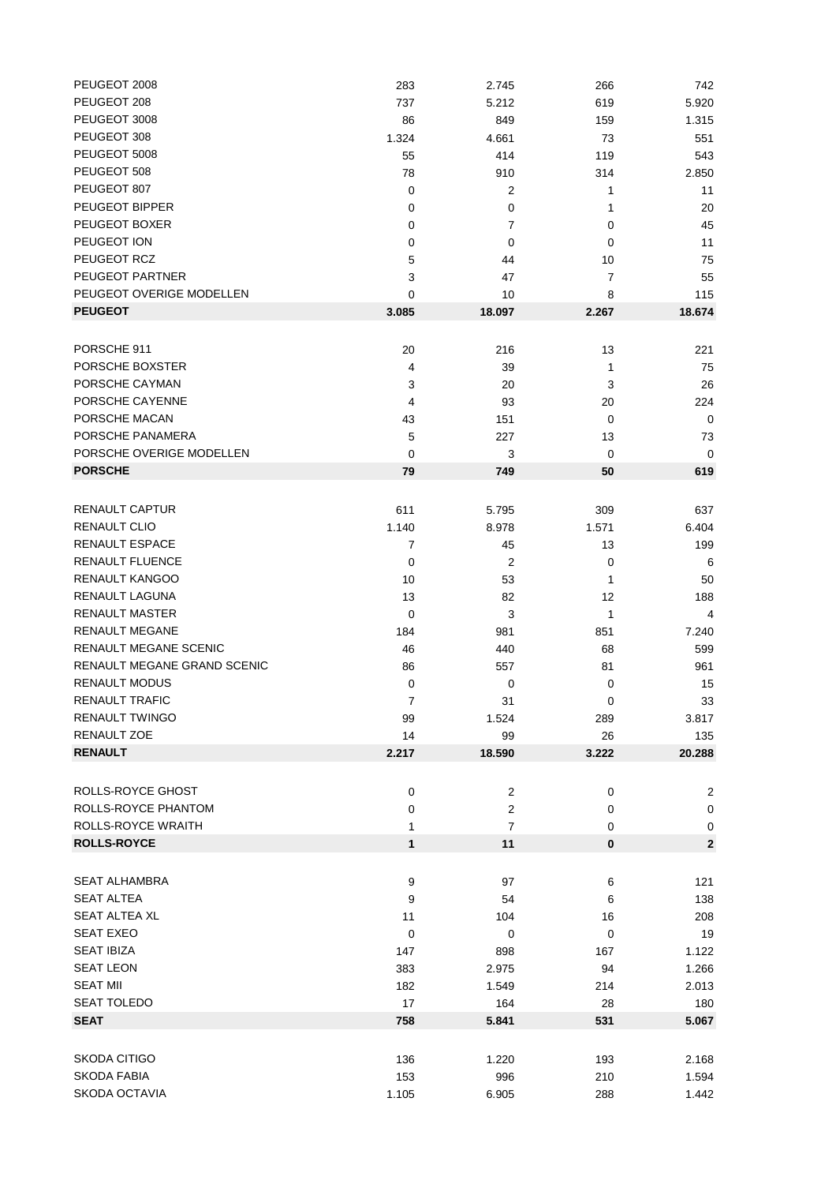| | | | | |
|---|---|---|---|---|
| PEUGEOT 2008 | 283 | 2.745 | 266 | 742 |
| PEUGEOT 208 | 737 | 5.212 | 619 | 5.920 |
| PEUGEOT 3008 | 86 | 849 | 159 | 1.315 |
| PEUGEOT 308 | 1.324 | 4.661 | 73 | 551 |
| PEUGEOT 5008 | 55 | 414 | 119 | 543 |
| PEUGEOT 508 | 78 | 910 | 314 | 2.850 |
| PEUGEOT 807 | 0 | 2 | 1 | 11 |
| PEUGEOT BIPPER | 0 | 0 | 1 | 20 |
| PEUGEOT BOXER | 0 | 7 | 0 | 45 |
| PEUGEOT ION | 0 | 0 | 0 | 11 |
| PEUGEOT RCZ | 5 | 44 | 10 | 75 |
| PEUGEOT PARTNER | 3 | 47 | 7 | 55 |
| PEUGEOT OVERIGE MODELLEN | 0 | 10 | 8 | 115 |
| **PEUGEOT** | **3.085** | **18.097** | **2.267** | **18.674** |
| | | | | |
| PORSCHE 911 | 20 | 216 | 13 | 221 |
| PORSCHE BOXSTER | 4 | 39 | 1 | 75 |
| PORSCHE CAYMAN | 3 | 20 | 3 | 26 |
| PORSCHE CAYENNE | 4 | 93 | 20 | 224 |
| PORSCHE MACAN | 43 | 151 | 0 | 0 |
| PORSCHE PANAMERA | 5 | 227 | 13 | 73 |
| PORSCHE OVERIGE MODELLEN | 0 | 3 | 0 | 0 |
| **PORSCHE** | **79** | **749** | **50** | **619** |
| | | | | |
| RENAULT CAPTUR | 611 | 5.795 | 309 | 637 |
| RENAULT CLIO | 1.140 | 8.978 | 1.571 | 6.404 |
| RENAULT ESPACE | 7 | 45 | 13 | 199 |
| RENAULT FLUENCE | 0 | 2 | 0 | 6 |
| RENAULT KANGOO | 10 | 53 | 1 | 50 |
| RENAULT LAGUNA | 13 | 82 | 12 | 188 |
| RENAULT MASTER | 0 | 3 | 1 | 4 |
| RENAULT MEGANE | 184 | 981 | 851 | 7.240 |
| RENAULT MEGANE SCENIC | 46 | 440 | 68 | 599 |
| RENAULT MEGANE GRAND SCENIC | 86 | 557 | 81 | 961 |
| RENAULT MODUS | 0 | 0 | 0 | 15 |
| RENAULT TRAFIC | 7 | 31 | 0 | 33 |
| RENAULT TWINGO | 99 | 1.524 | 289 | 3.817 |
| RENAULT ZOE | 14 | 99 | 26 | 135 |
| **RENAULT** | **2.217** | **18.590** | **3.222** | **20.288** |
| | | | | |
| ROLLS-ROYCE GHOST | 0 | 2 | 0 | 2 |
| ROLLS-ROYCE PHANTOM | 0 | 2 | 0 | 0 |
| ROLLS-ROYCE WRAITH | 1 | 7 | 0 | 0 |
| **ROLLS-ROYCE** | **1** | **11** | **0** | **2** |
| | | | | |
| SEAT ALHAMBRA | 9 | 97 | 6 | 121 |
| SEAT ALTEA | 9 | 54 | 6 | 138 |
| SEAT ALTEA XL | 11 | 104 | 16 | 208 |
| SEAT EXEO | 0 | 0 | 0 | 19 |
| SEAT IBIZA | 147 | 898 | 167 | 1.122 |
| SEAT LEON | 383 | 2.975 | 94 | 1.266 |
| SEAT MII | 182 | 1.549 | 214 | 2.013 |
| SEAT TOLEDO | 17 | 164 | 28 | 180 |
| **SEAT** | **758** | **5.841** | **531** | **5.067** |
| | | | | |
| SKODA CITIGO | 136 | 1.220 | 193 | 2.168 |
| SKODA FABIA | 153 | 996 | 210 | 1.594 |
| SKODA OCTAVIA | 1.105 | 6.905 | 288 | 1.442 |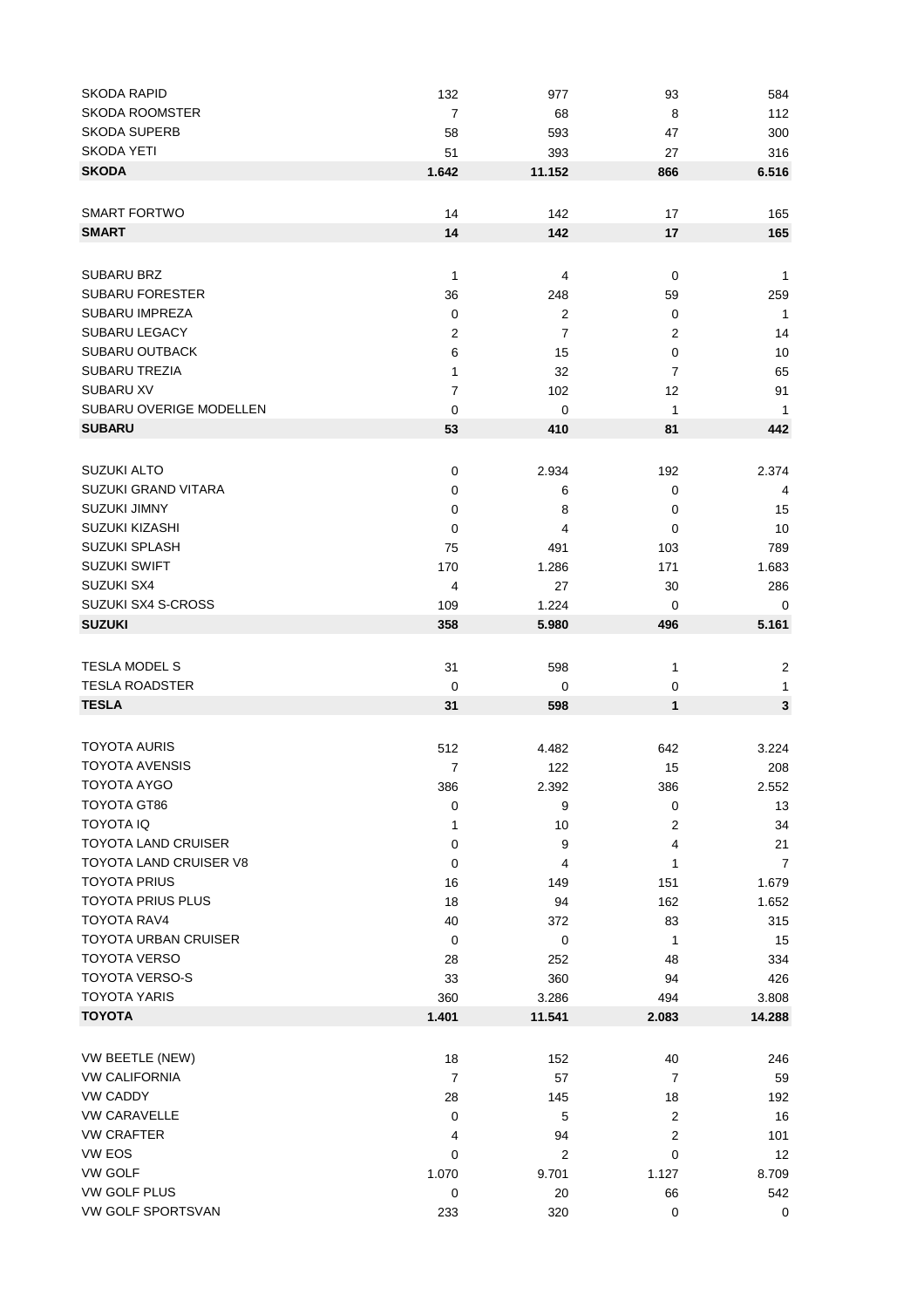| | | | | |
|---|---|---|---|---|
| SKODA RAPID | 132 | 977 | 93 | 584 |
| SKODA ROOMSTER | 7 | 68 | 8 | 112 |
| SKODA SUPERB | 58 | 593 | 47 | 300 |
| SKODA YETI | 51 | 393 | 27 | 316 |
| **SKODA** | **1.642** | **11.152** | **866** | **6.516** |
| | | | | |
| SMART FORTWO | 14 | 142 | 17 | 165 |
| **SMART** | **14** | **142** | **17** | **165** |
| | | | | |
| SUBARU BRZ | 1 | 4 | 0 | 1 |
| SUBARU FORESTER | 36 | 248 | 59 | 259 |
| SUBARU IMPREZA | 0 | 2 | 0 | 1 |
| SUBARU LEGACY | 2 | 7 | 2 | 14 |
| SUBARU OUTBACK | 6 | 15 | 0 | 10 |
| SUBARU TREZIA | 1 | 32 | 7 | 65 |
| SUBARU XV | 7 | 102 | 12 | 91 |
| SUBARU OVERIGE MODELLEN | 0 | 0 | 1 | 1 |
| **SUBARU** | **53** | **410** | **81** | **442** |
| | | | | |
| SUZUKI ALTO | 0 | 2.934 | 192 | 2.374 |
| SUZUKI GRAND VITARA | 0 | 6 | 0 | 4 |
| SUZUKI JIMNY | 0 | 8 | 0 | 15 |
| SUZUKI KIZASHI | 0 | 4 | 0 | 10 |
| SUZUKI SPLASH | 75 | 491 | 103 | 789 |
| SUZUKI SWIFT | 170 | 1.286 | 171 | 1.683 |
| SUZUKI SX4 | 4 | 27 | 30 | 286 |
| SUZUKI SX4 S-CROSS | 109 | 1.224 | 0 | 0 |
| **SUZUKI** | **358** | **5.980** | **496** | **5.161** |
| | | | | |
| TESLA MODEL S | 31 | 598 | 1 | 2 |
| TESLA ROADSTER | 0 | 0 | 0 | 1 |
| **TESLA** | **31** | **598** | **1** | **3** |
| | | | | |
| TOYOTA AURIS | 512 | 4.482 | 642 | 3.224 |
| TOYOTA AVENSIS | 7 | 122 | 15 | 208 |
| TOYOTA AYGO | 386 | 2.392 | 386 | 2.552 |
| TOYOTA GT86 | 0 | 9 | 0 | 13 |
| TOYOTA IQ | 1 | 10 | 2 | 34 |
| TOYOTA LAND CRUISER | 0 | 9 | 4 | 21 |
| TOYOTA LAND CRUISER V8 | 0 | 4 | 1 | 7 |
| TOYOTA PRIUS | 16 | 149 | 151 | 1.679 |
| TOYOTA PRIUS PLUS | 18 | 94 | 162 | 1.652 |
| TOYOTA RAV4 | 40 | 372 | 83 | 315 |
| TOYOTA URBAN CRUISER | 0 | 0 | 1 | 15 |
| TOYOTA VERSO | 28 | 252 | 48 | 334 |
| TOYOTA VERSO-S | 33 | 360 | 94 | 426 |
| TOYOTA YARIS | 360 | 3.286 | 494 | 3.808 |
| **TOYOTA** | **1.401** | **11.541** | **2.083** | **14.288** |
| | | | | |
| VW BEETLE (NEW) | 18 | 152 | 40 | 246 |
| VW CALIFORNIA | 7 | 57 | 7 | 59 |
| VW CADDY | 28 | 145 | 18 | 192 |
| VW CARAVELLE | 0 | 5 | 2 | 16 |
| VW CRAFTER | 4 | 94 | 2 | 101 |
| VW EOS | 0 | 2 | 0 | 12 |
| VW GOLF | 1.070 | 9.701 | 1.127 | 8.709 |
| VW GOLF PLUS | 0 | 20 | 66 | 542 |
| VW GOLF SPORTSVAN | 233 | 320 | 0 | 0 |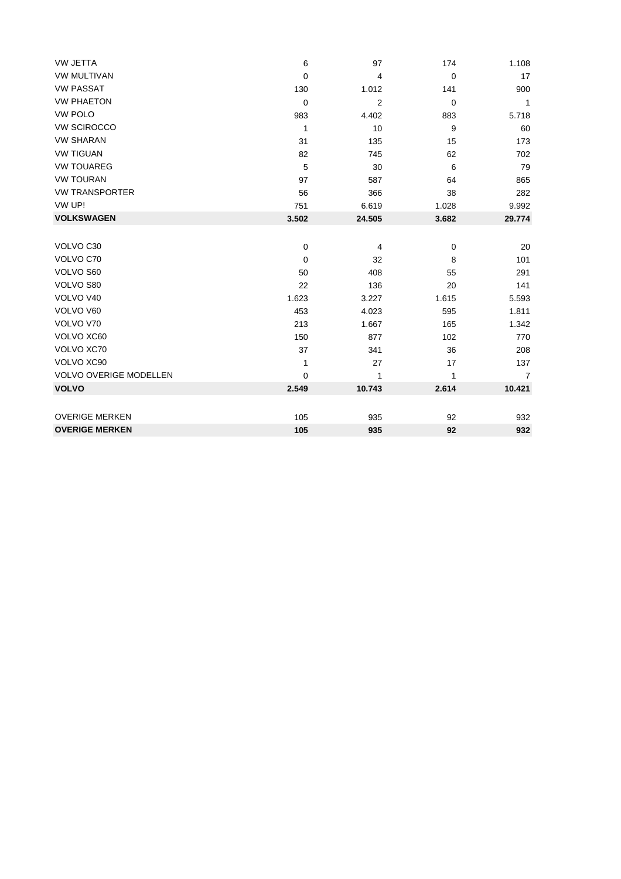| | | | | |
|---|---|---|---|---|
| VW JETTA | 6 | 97 | 174 | 1.108 |
| VW MULTIVAN | 0 | 4 | 0 | 17 |
| VW PASSAT | 130 | 1.012 | 141 | 900 |
| VW PHAETON | 0 | 2 | 0 | 1 |
| VW POLO | 983 | 4.402 | 883 | 5.718 |
| VW SCIROCCO | 1 | 10 | 9 | 60 |
| VW SHARAN | 31 | 135 | 15 | 173 |
| VW TIGUAN | 82 | 745 | 62 | 702 |
| VW TOUAREG | 5 | 30 | 6 | 79 |
| VW TOURAN | 97 | 587 | 64 | 865 |
| VW TRANSPORTER | 56 | 366 | 38 | 282 |
| VW UP! | 751 | 6.619 | 1.028 | 9.992 |
| **VOLKSWAGEN** | **3.502** | **24.505** | **3.682** | **29.774** |
| | | | | |
| VOLVO C30 | 0 | 4 | 0 | 20 |
| VOLVO C70 | 0 | 32 | 8 | 101 |
| VOLVO S60 | 50 | 408 | 55 | 291 |
| VOLVO S80 | 22 | 136 | 20 | 141 |
| VOLVO V40 | 1.623 | 3.227 | 1.615 | 5.593 |
| VOLVO V60 | 453 | 4.023 | 595 | 1.811 |
| VOLVO V70 | 213 | 1.667 | 165 | 1.342 |
| VOLVO XC60 | 150 | 877 | 102 | 770 |
| VOLVO XC70 | 37 | 341 | 36 | 208 |
| VOLVO XC90 | 1 | 27 | 17 | 137 |
| VOLVO OVERIGE MODELLEN | 0 | 1 | 1 | 7 |
| **VOLVO** | **2.549** | **10.743** | **2.614** | **10.421** |
| | | | | |
| OVERIGE MERKEN | 105 | 935 | 92 | 932 |
| **OVERIGE MERKEN** | **105** | **935** | **92** | **932** |